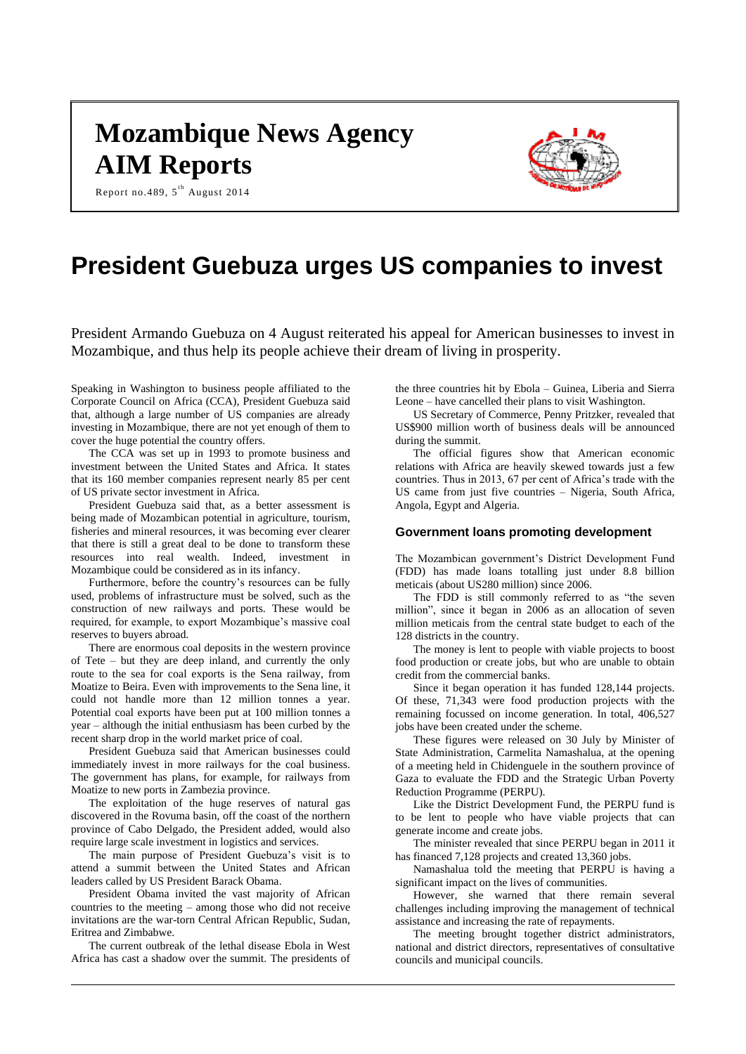# Mozambique News Agency
# AIM Reports

Report no.489, 5th August 2014

# President Guebuza urges US companies to invest

President Armando Guebuza on 4 August reiterated his appeal for American businesses to invest in Mozambique, and thus help its people achieve their dream of living in prosperity.

Speaking in Washington to business people affiliated to the Corporate Council on Africa (CCA), President Guebuza said that, although a large number of US companies are already investing in Mozambique, there are not yet enough of them to cover the huge potential the country offers.

The CCA was set up in 1993 to promote business and investment between the United States and Africa. It states that its 160 member companies represent nearly 85 per cent of US private sector investment in Africa.

President Guebuza said that, as a better assessment is being made of Mozambican potential in agriculture, tourism, fisheries and mineral resources, it was becoming ever clearer that there is still a great deal to be done to transform these resources into real wealth. Indeed, investment in Mozambique could be considered as in its infancy.

Furthermore, before the country's resources can be fully used, problems of infrastructure must be solved, such as the construction of new railways and ports. These would be required, for example, to export Mozambique's massive coal reserves to buyers abroad.

There are enormous coal deposits in the western province of Tete – but they are deep inland, and currently the only route to the sea for coal exports is the Sena railway, from Moatize to Beira. Even with improvements to the Sena line, it could not handle more than 12 million tonnes a year. Potential coal exports have been put at 100 million tonnes a year – although the initial enthusiasm has been curbed by the recent sharp drop in the world market price of coal.

President Guebuza said that American businesses could immediately invest in more railways for the coal business. The government has plans, for example, for railways from Moatize to new ports in Zambezia province.

The exploitation of the huge reserves of natural gas discovered in the Rovuma basin, off the coast of the northern province of Cabo Delgado, the President added, would also require large scale investment in logistics and services.

The main purpose of President Guebuza's visit is to attend a summit between the United States and African leaders called by US President Barack Obama.

President Obama invited the vast majority of African countries to the meeting – among those who did not receive invitations are the war-torn Central African Republic, Sudan, Eritrea and Zimbabwe.

The current outbreak of the lethal disease Ebola in West Africa has cast a shadow over the summit. The presidents of the three countries hit by Ebola – Guinea, Liberia and Sierra Leone – have cancelled their plans to visit Washington.

US Secretary of Commerce, Penny Pritzker, revealed that US$900 million worth of business deals will be announced during the summit.

The official figures show that American economic relations with Africa are heavily skewed towards just a few countries. Thus in 2013, 67 per cent of Africa's trade with the US came from just five countries – Nigeria, South Africa, Angola, Egypt and Algeria.

## Government loans promoting development

The Mozambican government's District Development Fund (FDD) has made loans totalling just under 8.8 billion meticais (about US280 million) since 2006.

The FDD is still commonly referred to as "the seven million", since it began in 2006 as an allocation of seven million meticais from the central state budget to each of the 128 districts in the country.

The money is lent to people with viable projects to boost food production or create jobs, but who are unable to obtain credit from the commercial banks.

Since it began operation it has funded 128,144 projects. Of these, 71,343 were food production projects with the remaining focussed on income generation. In total, 406,527 jobs have been created under the scheme.

These figures were released on 30 July by Minister of State Administration, Carmelita Namashalua, at the opening of a meeting held in Chidenguele in the southern province of Gaza to evaluate the FDD and the Strategic Urban Poverty Reduction Programme (PERPU).

Like the District Development Fund, the PERPU fund is to be lent to people who have viable projects that can generate income and create jobs.

The minister revealed that since PERPU began in 2011 it has financed 7,128 projects and created 13,360 jobs.

Namashalua told the meeting that PERPU is having a significant impact on the lives of communities.

However, she warned that there remain several challenges including improving the management of technical assistance and increasing the rate of repayments.

The meeting brought together district administrators, national and district directors, representatives of consultative councils and municipal councils.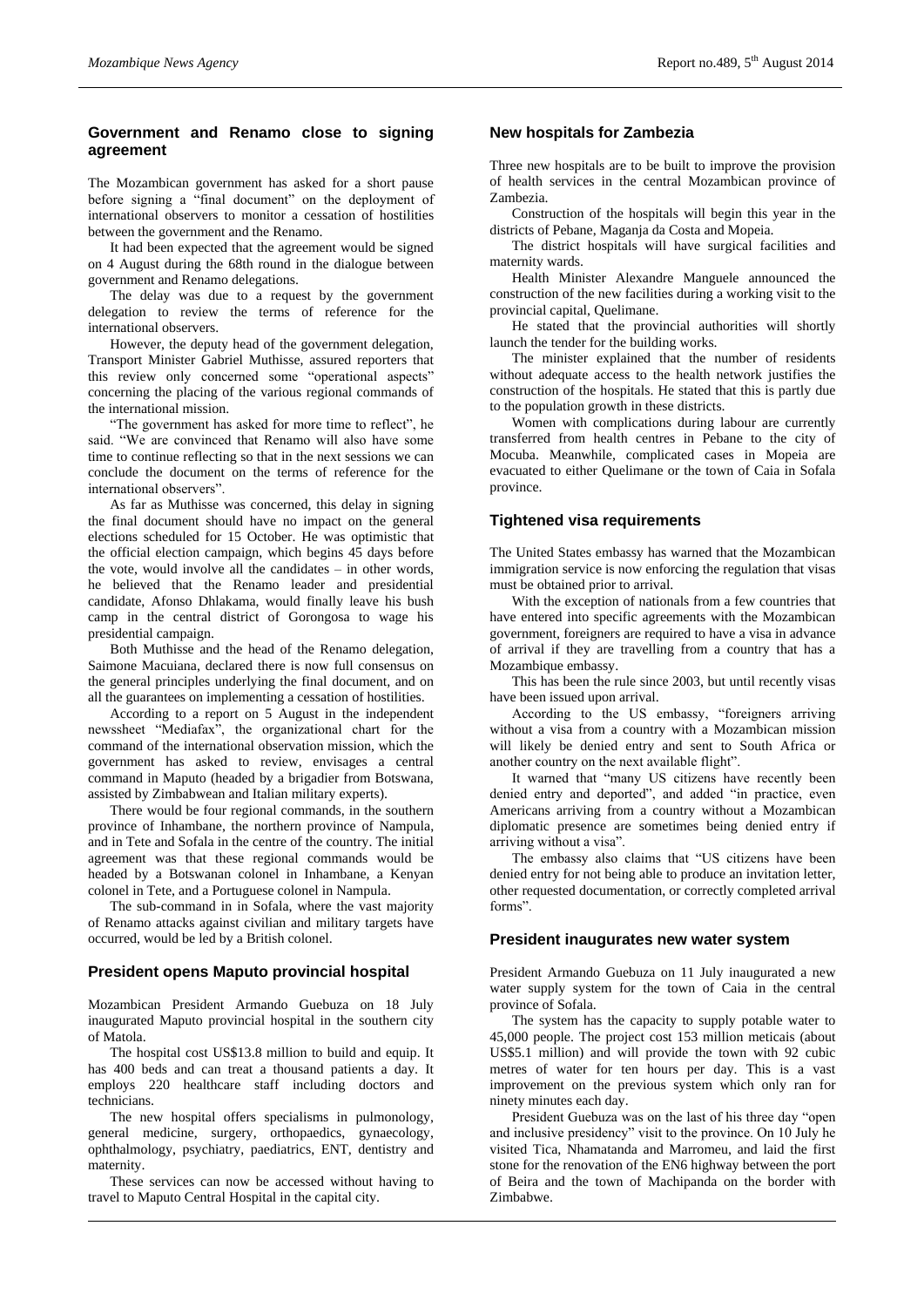## Government and Renamo close to signing agreement

The Mozambican government has asked for a short pause before signing a "final document" on the deployment of international observers to monitor a cessation of hostilities between the government and the Renamo.

It had been expected that the agreement would be signed on 4 August during the 68th round in the dialogue between government and Renamo delegations.

The delay was due to a request by the government delegation to review the terms of reference for the international observers.

However, the deputy head of the government delegation, Transport Minister Gabriel Muthisse, assured reporters that this review only concerned some "operational aspects" concerning the placing of the various regional commands of the international mission.

"The government has asked for more time to reflect", he said. "We are convinced that Renamo will also have some time to continue reflecting so that in the next sessions we can conclude the document on the terms of reference for the international observers".

As far as Muthisse was concerned, this delay in signing the final document should have no impact on the general elections scheduled for 15 October. He was optimistic that the official election campaign, which begins 45 days before the vote, would involve all the candidates – in other words, he believed that the Renamo leader and presidential candidate, Afonso Dhlakama, would finally leave his bush camp in the central district of Gorongosa to wage his presidential campaign.

Both Muthisse and the head of the Renamo delegation, Saimone Macuiana, declared there is now full consensus on the general principles underlying the final document, and on all the guarantees on implementing a cessation of hostilities.

According to a report on 5 August in the independent newssheet "Mediafax", the organizational chart for the command of the international observation mission, which the government has asked to review, envisages a central command in Maputo (headed by a brigadier from Botswana, assisted by Zimbabwean and Italian military experts).

There would be four regional commands, in the southern province of Inhambane, the northern province of Nampula, and in Tete and Sofala in the centre of the country. The initial agreement was that these regional commands would be headed by a Botswanan colonel in Inhambane, a Kenyan colonel in Tete, and a Portuguese colonel in Nampula.

The sub-command in in Sofala, where the vast majority of Renamo attacks against civilian and military targets have occurred, would be led by a British colonel.

## President opens Maputo provincial hospital

Mozambican President Armando Guebuza on 18 July inaugurated Maputo provincial hospital in the southern city of Matola.

The hospital cost US$13.8 million to build and equip. It has 400 beds and can treat a thousand patients a day. It employs 220 healthcare staff including doctors and technicians.

The new hospital offers specialisms in pulmonology, general medicine, surgery, orthopaedics, gynaecology, ophthalmology, psychiatry, paediatrics, ENT, dentistry and maternity.

These services can now be accessed without having to travel to Maputo Central Hospital in the capital city.

## New hospitals for Zambezia

Three new hospitals are to be built to improve the provision of health services in the central Mozambican province of Zambezia.

Construction of the hospitals will begin this year in the districts of Pebane, Maganja da Costa and Mopeia.

The district hospitals will have surgical facilities and maternity wards.

Health Minister Alexandre Manguele announced the construction of the new facilities during a working visit to the provincial capital, Quelimane.

He stated that the provincial authorities will shortly launch the tender for the building works.

The minister explained that the number of residents without adequate access to the health network justifies the construction of the hospitals. He stated that this is partly due to the population growth in these districts.

Women with complications during labour are currently transferred from health centres in Pebane to the city of Mocuba. Meanwhile, complicated cases in Mopeia are evacuated to either Quelimane or the town of Caia in Sofala province.

## Tightened visa requirements

The United States embassy has warned that the Mozambican immigration service is now enforcing the regulation that visas must be obtained prior to arrival.

With the exception of nationals from a few countries that have entered into specific agreements with the Mozambican government, foreigners are required to have a visa in advance of arrival if they are travelling from a country that has a Mozambique embassy.

This has been the rule since 2003, but until recently visas have been issued upon arrival.

According to the US embassy, "foreigners arriving without a visa from a country with a Mozambican mission will likely be denied entry and sent to South Africa or another country on the next available flight".

It warned that "many US citizens have recently been denied entry and deported", and added "in practice, even Americans arriving from a country without a Mozambican diplomatic presence are sometimes being denied entry if arriving without a visa".

The embassy also claims that "US citizens have been denied entry for not being able to produce an invitation letter, other requested documentation, or correctly completed arrival forms".

## President inaugurates new water system

President Armando Guebuza on 11 July inaugurated a new water supply system for the town of Caia in the central province of Sofala.

The system has the capacity to supply potable water to 45,000 people. The project cost 153 million meticais (about US$5.1 million) and will provide the town with 92 cubic metres of water for ten hours per day. This is a vast improvement on the previous system which only ran for ninety minutes each day.

President Guebuza was on the last of his three day "open and inclusive presidency" visit to the province. On 10 July he visited Tica, Nhamatanda and Marromeu, and laid the first stone for the renovation of the EN6 highway between the port of Beira and the town of Machipanda on the border with Zimbabwe.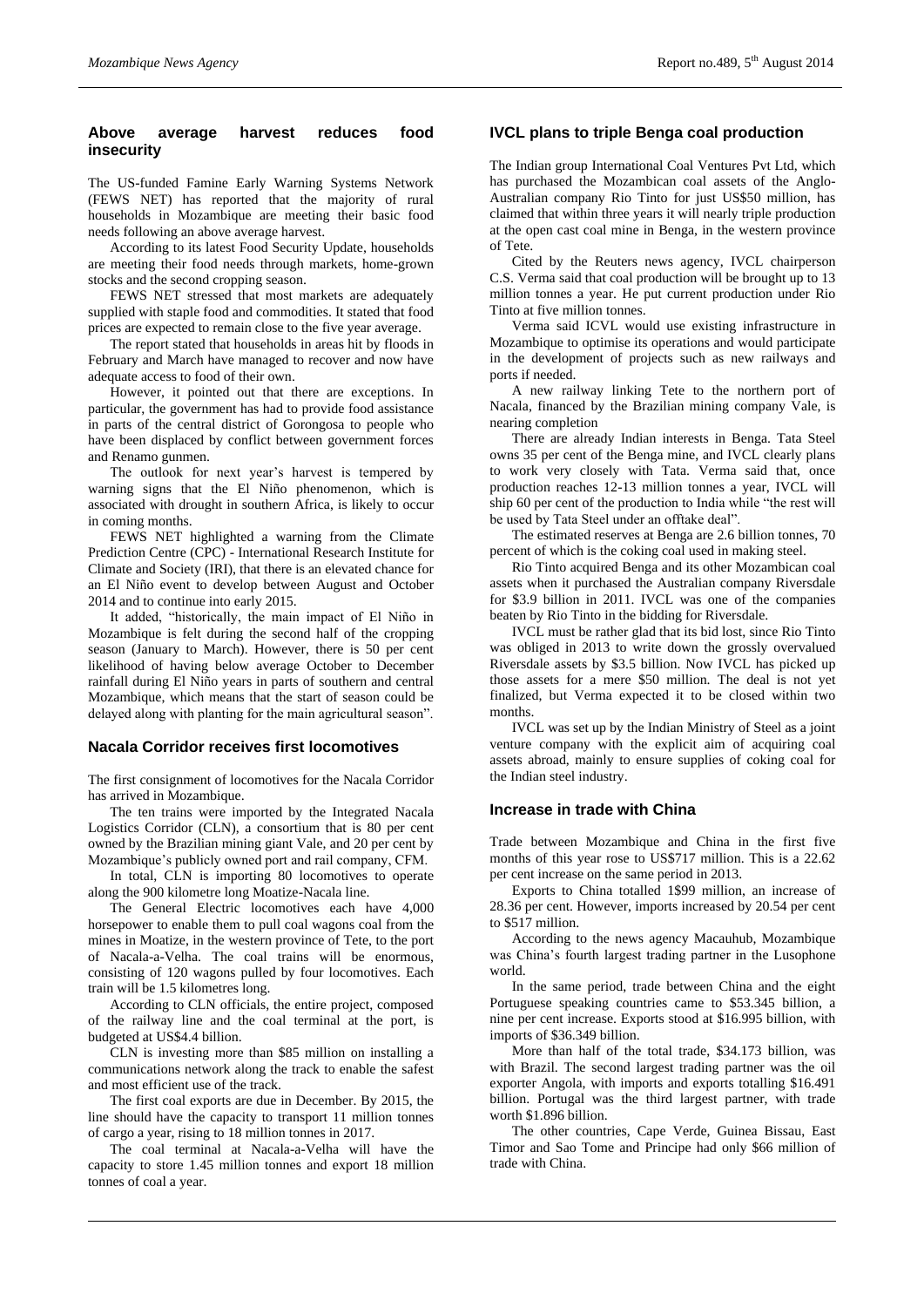## Above average harvest reduces food insecurity

The US-funded Famine Early Warning Systems Network (FEWS NET) has reported that the majority of rural households in Mozambique are meeting their basic food needs following an above average harvest.

According to its latest Food Security Update, households are meeting their food needs through markets, home-grown stocks and the second cropping season.

FEWS NET stressed that most markets are adequately supplied with staple food and commodities. It stated that food prices are expected to remain close to the five year average.

The report stated that households in areas hit by floods in February and March have managed to recover and now have adequate access to food of their own.

However, it pointed out that there are exceptions. In particular, the government has had to provide food assistance in parts of the central district of Gorongosa to people who have been displaced by conflict between government forces and Renamo gunmen.

The outlook for next year's harvest is tempered by warning signs that the El Niño phenomenon, which is associated with drought in southern Africa, is likely to occur in coming months.

FEWS NET highlighted a warning from the Climate Prediction Centre (CPC) - International Research Institute for Climate and Society (IRI), that there is an elevated chance for an El Niño event to develop between August and October 2014 and to continue into early 2015.

It added, "historically, the main impact of El Niño in Mozambique is felt during the second half of the cropping season (January to March). However, there is 50 per cent likelihood of having below average October to December rainfall during El Niño years in parts of southern and central Mozambique, which means that the start of season could be delayed along with planting for the main agricultural season".

## Nacala Corridor receives first locomotives

The first consignment of locomotives for the Nacala Corridor has arrived in Mozambique.

The ten trains were imported by the Integrated Nacala Logistics Corridor (CLN), a consortium that is 80 per cent owned by the Brazilian mining giant Vale, and 20 per cent by Mozambique's publicly owned port and rail company, CFM.

In total, CLN is importing 80 locomotives to operate along the 900 kilometre long Moatize-Nacala line.

The General Electric locomotives each have 4,000 horsepower to enable them to pull coal wagons coal from the mines in Moatize, in the western province of Tete, to the port of Nacala-a-Velha. The coal trains will be enormous, consisting of 120 wagons pulled by four locomotives. Each train will be 1.5 kilometres long.

According to CLN officials, the entire project, composed of the railway line and the coal terminal at the port, is budgeted at US$4.4 billion.

CLN is investing more than $85 million on installing a communications network along the track to enable the safest and most efficient use of the track.

The first coal exports are due in December. By 2015, the line should have the capacity to transport 11 million tonnes of cargo a year, rising to 18 million tonnes in 2017.

The coal terminal at Nacala-a-Velha will have the capacity to store 1.45 million tonnes and export 18 million tonnes of coal a year.

## IVCL plans to triple Benga coal production

The Indian group International Coal Ventures Pvt Ltd, which has purchased the Mozambican coal assets of the Anglo-Australian company Rio Tinto for just US$50 million, has claimed that within three years it will nearly triple production at the open cast coal mine in Benga, in the western province of Tete.

Cited by the Reuters news agency, IVCL chairperson C.S. Verma said that coal production will be brought up to 13 million tonnes a year. He put current production under Rio Tinto at five million tonnes.

Verma said ICVL would use existing infrastructure in Mozambique to optimise its operations and would participate in the development of projects such as new railways and ports if needed.

A new railway linking Tete to the northern port of Nacala, financed by the Brazilian mining company Vale, is nearing completion

There are already Indian interests in Benga. Tata Steel owns 35 per cent of the Benga mine, and IVCL clearly plans to work very closely with Tata. Verma said that, once production reaches 12-13 million tonnes a year, IVCL will ship 60 per cent of the production to India while "the rest will be used by Tata Steel under an offtake deal".

The estimated reserves at Benga are 2.6 billion tonnes, 70 percent of which is the coking coal used in making steel.

Rio Tinto acquired Benga and its other Mozambican coal assets when it purchased the Australian company Riversdale for $3.9 billion in 2011. IVCL was one of the companies beaten by Rio Tinto in the bidding for Riversdale.

IVCL must be rather glad that its bid lost, since Rio Tinto was obliged in 2013 to write down the grossly overvalued Riversdale assets by $3.5 billion. Now IVCL has picked up those assets for a mere $50 million. The deal is not yet finalized, but Verma expected it to be closed within two months.

IVCL was set up by the Indian Ministry of Steel as a joint venture company with the explicit aim of acquiring coal assets abroad, mainly to ensure supplies of coking coal for the Indian steel industry.

## Increase in trade with China

Trade between Mozambique and China in the first five months of this year rose to US$717 million. This is a 22.62 per cent increase on the same period in 2013.

Exports to China totalled 1$99 million, an increase of 28.36 per cent. However, imports increased by 20.54 per cent to $517 million.

According to the news agency Macauhub, Mozambique was China's fourth largest trading partner in the Lusophone world.

In the same period, trade between China and the eight Portuguese speaking countries came to $53.345 billion, a nine per cent increase. Exports stood at $16.995 billion, with imports of $36.349 billion.

More than half of the total trade, $34.173 billion, was with Brazil. The second largest trading partner was the oil exporter Angola, with imports and exports totalling $16.491 billion. Portugal was the third largest partner, with trade worth $1.896 billion.

The other countries, Cape Verde, Guinea Bissau, East Timor and Sao Tome and Principe had only $66 million of trade with China.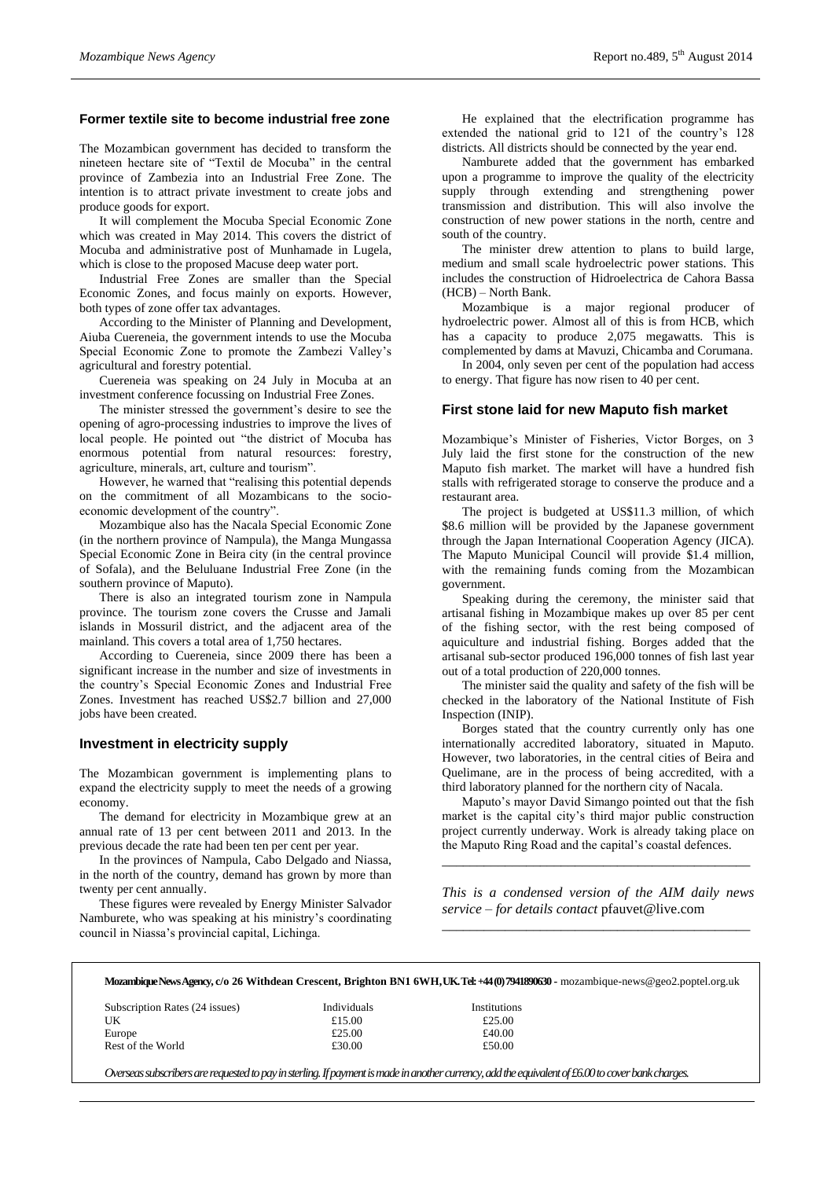## Former textile site to become industrial free zone

The Mozambican government has decided to transform the nineteen hectare site of "Textil de Mocuba" in the central province of Zambezia into an Industrial Free Zone. The intention is to attract private investment to create jobs and produce goods for export.

It will complement the Mocuba Special Economic Zone which was created in May 2014. This covers the district of Mocuba and administrative post of Munhamade in Lugela, which is close to the proposed Macuse deep water port.

Industrial Free Zones are smaller than the Special Economic Zones, and focus mainly on exports. However, both types of zone offer tax advantages.

According to the Minister of Planning and Development, Aiuba Cuereneia, the government intends to use the Mocuba Special Economic Zone to promote the Zambezi Valley's agricultural and forestry potential.

Cuereneia was speaking on 24 July in Mocuba at an investment conference focussing on Industrial Free Zones.

The minister stressed the government's desire to see the opening of agro-processing industries to improve the lives of local people. He pointed out "the district of Mocuba has enormous potential from natural resources: forestry, agriculture, minerals, art, culture and tourism".

However, he warned that "realising this potential depends on the commitment of all Mozambicans to the socio-economic development of the country".

Mozambique also has the Nacala Special Economic Zone (in the northern province of Nampula), the Manga Mungassa Special Economic Zone in Beira city (in the central province of Sofala), and the Beluluane Industrial Free Zone (in the southern province of Maputo).

There is also an integrated tourism zone in Nampula province. The tourism zone covers the Crusse and Jamali islands in Mossuril district, and the adjacent area of the mainland. This covers a total area of 1,750 hectares.

According to Cuereneia, since 2009 there has been a significant increase in the number and size of investments in the country's Special Economic Zones and Industrial Free Zones. Investment has reached US$2.7 billion and 27,000 jobs have been created.

## Investment in electricity supply

The Mozambican government is implementing plans to expand the electricity supply to meet the needs of a growing economy.

The demand for electricity in Mozambique grew at an annual rate of 13 per cent between 2011 and 2013. In the previous decade the rate had been ten per cent per year.

In the provinces of Nampula, Cabo Delgado and Niassa, in the north of the country, demand has grown by more than twenty per cent annually.

These figures were revealed by Energy Minister Salvador Namburete, who was speaking at his ministry's coordinating council in Niassa's provincial capital, Lichinga.

He explained that the electrification programme has extended the national grid to 121 of the country's 128 districts. All districts should be connected by the year end.

Namburete added that the government has embarked upon a programme to improve the quality of the electricity supply through extending and strengthening power transmission and distribution. This will also involve the construction of new power stations in the north, centre and south of the country.

The minister drew attention to plans to build large, medium and small scale hydroelectric power stations. This includes the construction of Hidroelectrica de Cahora Bassa (HCB) – North Bank.

Mozambique is a major regional producer of hydroelectric power. Almost all of this is from HCB, which has a capacity to produce 2,075 megawatts. This is complemented by dams at Mavuzi, Chicamba and Corumana.

In 2004, only seven per cent of the population had access to energy. That figure has now risen to 40 per cent.

## First stone laid for new Maputo fish market

Mozambique's Minister of Fisheries, Victor Borges, on 3 July laid the first stone for the construction of the new Maputo fish market. The market will have a hundred fish stalls with refrigerated storage to conserve the produce and a restaurant area.

The project is budgeted at US$11.3 million, of which $8.6 million will be provided by the Japanese government through the Japan International Cooperation Agency (JICA). The Maputo Municipal Council will provide $1.4 million, with the remaining funds coming from the Mozambican government.

Speaking during the ceremony, the minister said that artisanal fishing in Mozambique makes up over 85 per cent of the fishing sector, with the rest being composed of aquiculture and industrial fishing. Borges added that the artisanal sub-sector produced 196,000 tonnes of fish last year out of a total production of 220,000 tonnes.

The minister said the quality and safety of the fish will be checked in the laboratory of the National Institute of Fish Inspection (INIP).

Borges stated that the country currently only has one internationally accredited laboratory, situated in Maputo. However, two laboratories, in the central cities of Beira and Quelimane, are in the process of being accredited, with a third laboratory planned for the northern city of Nacala.

Maputo's mayor David Simango pointed out that the fish market is the capital city's third major public construction project currently underway. Work is already taking place on the Maputo Ring Road and the capital's coastal defences.

---

*This is a condensed version of the AIM daily news service – for details contact* pfauvet@live.com

---

**Mozambique News Agency, c/o 26 Withdean Crescent, Brighton BN1 6WH, UK. Tel: +44 (0) 7941890630 -** mozambique-news@geo2.poptel.org.uk

| Subscription Rates (24 issues) | Individuals | Institutions |
|---|---|---|
| UK | £15.00 | £25.00 |
| Europe | £25.00 | £40.00 |
| Rest of the World | £30.00 | £50.00 |

*Overseas subscribers are requested to pay in sterling. If payment is made in another currency, add the equivalent of £6.00 to cover bank charges.*